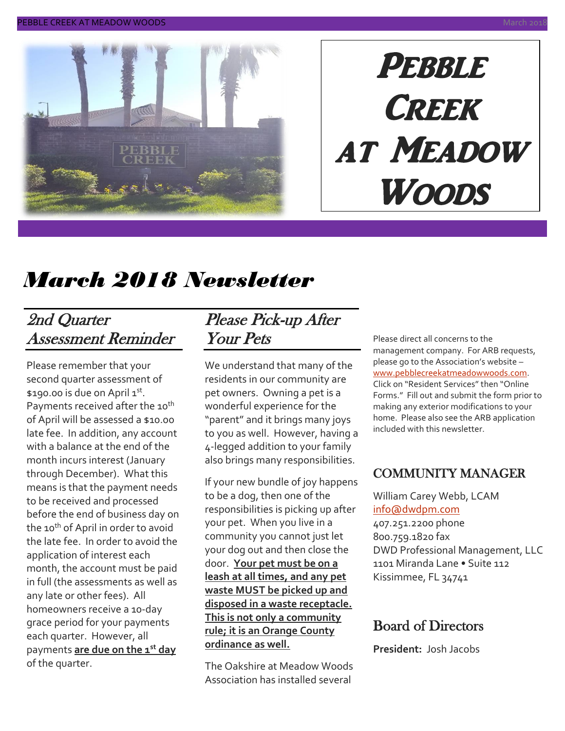# Pebble Creek at Meadow Woods

# March 2018 Newsletter

## 2nd Quarter Assessment Reminder

Please remember that your second quarter assessment of $190.00 is due on April 1st. Payments received after the 10th of April will be assessed a $10.00 late fee. In addition, any account with a balance at the end of the month incurs interest (January through December). What this means is that the payment needs to be received and processed before the end of business day on the 10th of April in order to avoid the late fee. In order to avoid the application of interest each month, the account must be paid in full (the assessments as well as any late or other fees). All homeowners receive a 10-day grace period for your payments each quarter. However, all payments **are due on the 1st day** of the quarter.

## Please Pick-up After Your Pets

We understand that many of the residents in our community are pet owners. Owning a pet is a wonderful experience for the "parent" and it brings many joys to you as well. However, having a 4-legged addition to your family also brings many responsibilities.

If your new bundle of joy happens to be a dog, then one of the responsibilities is picking up after your pet. When you live in a community you cannot just let your dog out and then close the door. **Your pet must be on a leash at all times, and any pet waste MUST be picked up and disposed in a waste receptacle. This is not only a community rule; it is an Orange County ordinance as well.**

The Oakshire at Meadow Woods Association has installed several

Please direct all concerns to the management company. For ARB requests, please go to the Association's website – www.pebblecreekatmeadowwoods.com. Click on "Resident Services" then "Online Forms." Fill out and submit the form prior to making any exterior modifications to your home. Please also see the ARB application included with this newsletter.

## COMMUNITY MANAGER

William Carey Webb, LCAM
info@dwdpm.com
407.251.2200 phone
800.759.1820 fax
DWD Professional Management, LLC
1101 Miranda Lane • Suite 112
Kissimmee, FL 34741

## Board of Directors

**President:** Josh Jacobs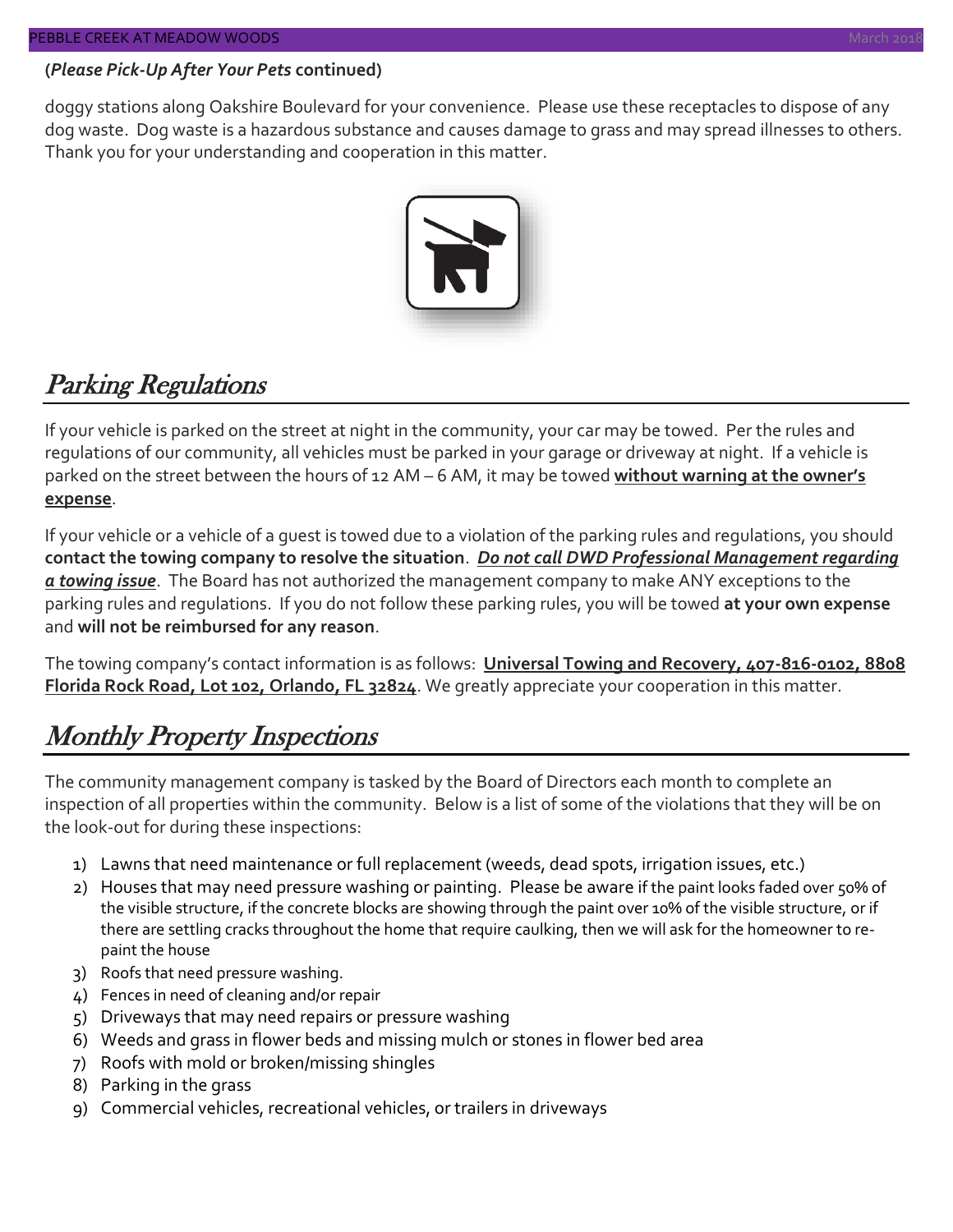**(*Please Pick-Up After Your Pets* continued)**

doggy stations along Oakshire Boulevard for your convenience. Please use these receptacles to dispose of any dog waste. Dog waste is a hazardous substance and causes damage to grass and may spread illnesses to others. Thank you for your understanding and cooperation in this matter.

## *Parking Regulations*

If your vehicle is parked on the street at night in the community, your car may be towed. Per the rules and regulations of our community, all vehicles must be parked in your garage or driveway at night. If a vehicle is parked on the street between the hours of 12 AM – 6 AM, it may be towed **without warning at the owner's expense**.

If your vehicle or a vehicle of a guest is towed due to a violation of the parking rules and regulations, you should **contact the towing company to resolve the situation**. ***Do not call DWD Professional Management regarding a towing issue***. The Board has not authorized the management company to make ANY exceptions to the parking rules and regulations. If you do not follow these parking rules, you will be towed **at your own expense** and **will not be reimbursed for any reason**.

The towing company's contact information is as follows: **Universal Towing and Recovery, 407-816-0102, 8808 Florida Rock Road, Lot 102, Orlando, FL 32824**. We greatly appreciate your cooperation in this matter.

## *Monthly Property Inspections*

The community management company is tasked by the Board of Directors each month to complete an inspection of all properties within the community. Below is a list of some of the violations that they will be on the look-out for during these inspections:

1) Lawns that need maintenance or full replacement (weeds, dead spots, irrigation issues, etc.)
2) Houses that may need pressure washing or painting. Please be aware if the paint looks faded over 50% of the visible structure, if the concrete blocks are showing through the paint over 10% of the visible structure, or if there are settling cracks throughout the home that require caulking, then we will ask for the homeowner to re-paint the house
3) Roofs that need pressure washing.
4) Fences in need of cleaning and/or repair
5) Driveways that may need repairs or pressure washing
6) Weeds and grass in flower beds and missing mulch or stones in flower bed area
7) Roofs with mold or broken/missing shingles
8) Parking in the grass
9) Commercial vehicles, recreational vehicles, or trailers in driveways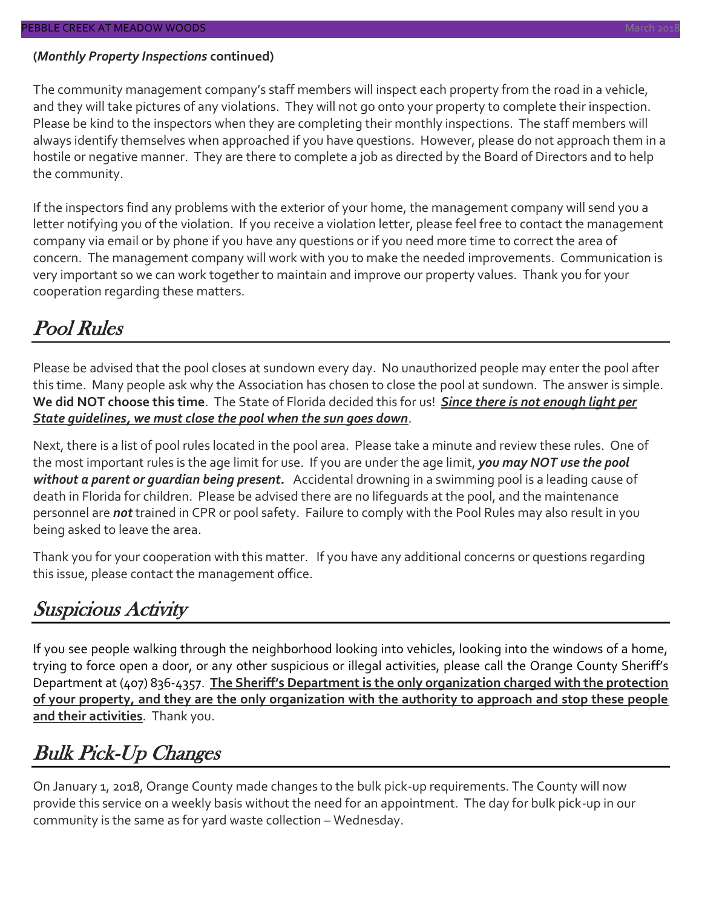**(*Monthly Property Inspections* continued)**

The community management company's staff members will inspect each property from the road in a vehicle, and they will take pictures of any violations. They will not go onto your property to complete their inspection. Please be kind to the inspectors when they are completing their monthly inspections. The staff members will always identify themselves when approached if you have questions. However, please do not approach them in a hostile or negative manner. They are there to complete a job as directed by the Board of Directors and to help the community.

If the inspectors find any problems with the exterior of your home, the management company will send you a letter notifying you of the violation. If you receive a violation letter, please feel free to contact the management company via email or by phone if you have any questions or if you need more time to correct the area of concern. The management company will work with you to make the needed improvements. Communication is very important so we can work together to maintain and improve our property values. Thank you for your cooperation regarding these matters.

## Pool Rules

Please be advised that the pool closes at sundown every day. No unauthorized people may enter the pool after this time. Many people ask why the Association has chosen to close the pool at sundown. The answer is simple. **We did NOT choose this time**. The State of Florida decided this for us! ***Since there is not enough light per State guidelines, we must close the pool when the sun goes down***.

Next, there is a list of pool rules located in the pool area. Please take a minute and review these rules. One of the most important rules is the age limit for use. If you are under the age limit, ***you may NOT use the pool without a parent or guardian being present.*** Accidental drowning in a swimming pool is a leading cause of death in Florida for children. Please be advised there are no lifeguards at the pool, and the maintenance personnel are ***not*** trained in CPR or pool safety. Failure to comply with the Pool Rules may also result in you being asked to leave the area.

Thank you for your cooperation with this matter. If you have any additional concerns or questions regarding this issue, please contact the management office.

## Suspicious Activity

If you see people walking through the neighborhood looking into vehicles, looking into the windows of a home, trying to force open a door, or any other suspicious or illegal activities, please call the Orange County Sheriff's Department at (407) 836-4357. **The Sheriff's Department is the only organization charged with the protection of your property, and they are the only organization with the authority to approach and stop these people and their activities**. Thank you.

## Bulk Pick-Up Changes

On January 1, 2018, Orange County made changes to the bulk pick-up requirements. The County will now provide this service on a weekly basis without the need for an appointment. The day for bulk pick-up in our community is the same as for yard waste collection – Wednesday.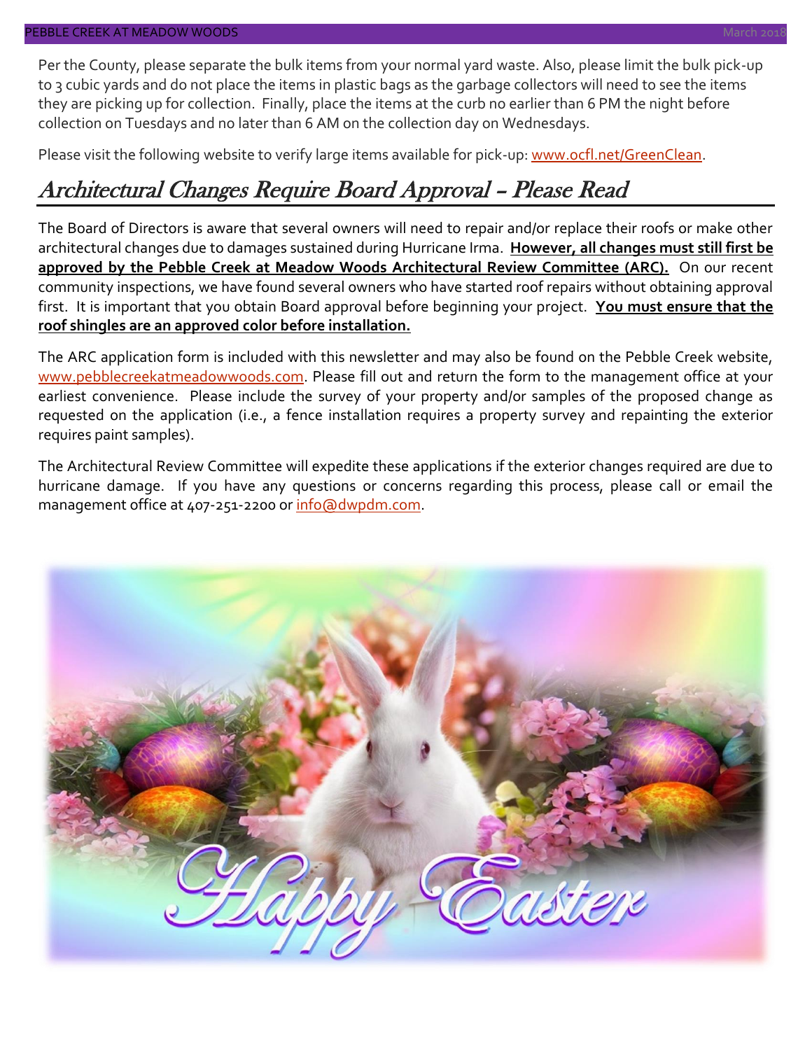Per the County, please separate the bulk items from your normal yard waste. Also, please limit the bulk pick-up to 3 cubic yards and do not place the items in plastic bags as the garbage collectors will need to see the items they are picking up for collection. Finally, place the items at the curb no earlier than 6 PM the night before collection on Tuesdays and no later than 6 AM on the collection day on Wednesdays.

Please visit the following website to verify large items available for pick-up: www.ocfl.net/GreenClean.

## Architectural Changes Require Board Approval – Please Read

The Board of Directors is aware that several owners will need to repair and/or replace their roofs or make other architectural changes due to damages sustained during Hurricane Irma. **However, all changes must still first be approved by the Pebble Creek at Meadow Woods Architectural Review Committee (ARC).** On our recent community inspections, we have found several owners who have started roof repairs without obtaining approval first. It is important that you obtain Board approval before beginning your project. **You must ensure that the roof shingles are an approved color before installation.**

The ARC application form is included with this newsletter and may also be found on the Pebble Creek website, www.pebblecreekatmeadowwoods.com. Please fill out and return the form to the management office at your earliest convenience. Please include the survey of your property and/or samples of the proposed change as requested on the application (i.e., a fence installation requires a property survey and repainting the exterior requires paint samples).

The Architectural Review Committee will expedite these applications if the exterior changes required are due to hurricane damage. If you have any questions or concerns regarding this process, please call or email the management office at 407-251-2200 or info@dwpdm.com.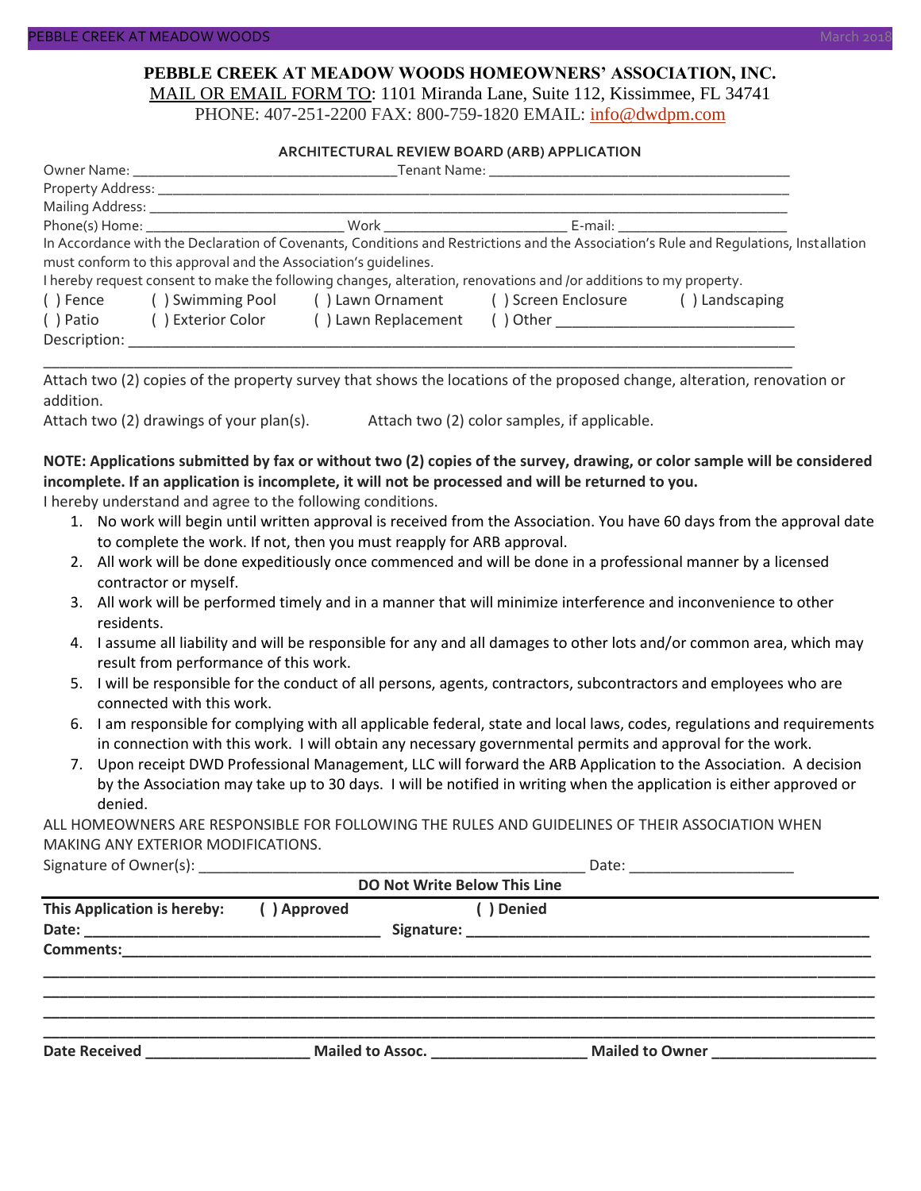# PEBBLE CREEK AT MEADOW WOODS HOMEOWNERS' ASSOCIATION, INC.

MAIL OR EMAIL FORM TO: 1101 Miranda Lane, Suite 112, Kissimmee, FL 34741
PHONE: 407-251-2200 FAX: 800-759-1820 EMAIL: info@dwdpm.com

## ARCHITECTURAL REVIEW BOARD (ARB) APPLICATION

Owner Name: ___________________________________Tenant Name: ________________________________________

Property Address: ______________________________________________________________________________

Mailing Address: _______________________________________________________________________________

Phone(s) Home: __________________________ Work _________________________ E-mail: ______________________

In Accordance with the Declaration of Covenants, Conditions and Restrictions and the Association's Rule and Regulations, Installation must conform to this approval and the Association's guidelines.

I hereby request consent to make the following changes, alteration, renovations and /or additions to my property.

( ) Fence ( ) Swimming Pool ( ) Lawn Ornament ( ) Screen Enclosure ( ) Landscaping
( ) Patio ( ) Exterior Color ( ) Lawn Replacement ( ) Other ______________________________

Description: ___________________________________________________________________________________

_____________________________________________________________________________________________

Attach two (2) copies of the property survey that shows the locations of the proposed change, alteration, renovation or addition.

Attach two (2) drawings of your plan(s). Attach two (2) color samples, if applicable.

**NOTE: Applications submitted by fax or without two (2) copies of the survey, drawing, or color sample will be considered incomplete. If an application is incomplete, it will not be processed and will be returned to you.**

I hereby understand and agree to the following conditions.

1. No work will begin until written approval is received from the Association. You have 60 days from the approval date to complete the work. If not, then you must reapply for ARB approval.
2. All work will be done expeditiously once commenced and will be done in a professional manner by a licensed contractor or myself.
3. All work will be performed timely and in a manner that will minimize interference and inconvenience to other residents.
4. I assume all liability and will be responsible for any and all damages to other lots and/or common area, which may result from performance of this work.
5. I will be responsible for the conduct of all persons, agents, contractors, subcontractors and employees who are connected with this work.
6. I am responsible for complying with all applicable federal, state and local laws, codes, regulations and requirements in connection with this work. I will obtain any necessary governmental permits and approval for the work.
7. Upon receipt DWD Professional Management, LLC will forward the ARB Application to the Association. A decision by the Association may take up to 30 days. I will be notified in writing when the application is either approved or denied.

ALL HOMEOWNERS ARE RESPONSIBLE FOR FOLLOWING THE RULES AND GUIDELINES OF THEIR ASSOCIATION WHEN MAKING ANY EXTERIOR MODIFICATIONS.

Signature of Owner(s): _________________________________________________ Date: ____________________

**DO Not Write Below This Line**

---

**This Application is hereby: ( ) Approved ( ) Denied**

**Date:** ___________________________________ **Signature:** ___________________________________________________

**Comments:**__________________________________________________________________________________________

_____________________________________________________________________________________________________

_____________________________________________________________________________________________________

_____________________________________________________________________________________________________

_____________________________________________________________________________________________________

**Date Received** ____________________ **Mailed to Assoc.** ___________________ **Mailed to Owner** ____________________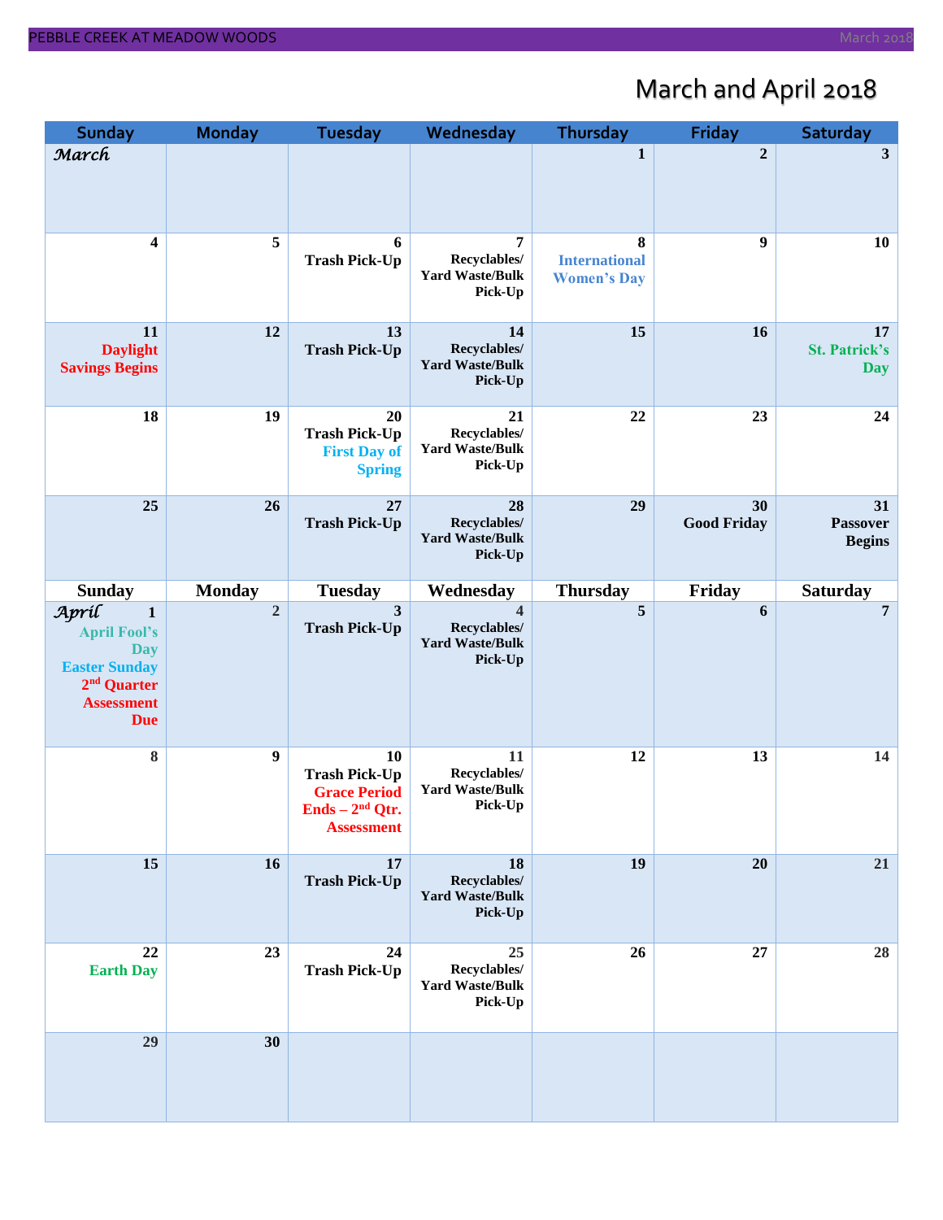# March and April 2018

| Sunday | Monday | Tuesday | Wednesday | Thursday | Friday | Saturday |
|---|---|---|---|---|---|---|
| *March* | | | | 1 | 2 | 3 |
| 4 | 5 | 6 Trash Pick-Up | 7 Recyclables/ Yard Waste/Bulk Pick-Up | 8 International Women's Day | 9 | 10 |
| 11 Daylight Savings Begins | 12 | 13 Trash Pick-Up | 14 Recyclables/ Yard Waste/Bulk Pick-Up | 15 | 16 | 17 St. Patrick's Day |
| 18 | 19 | 20 Trash Pick-Up First Day of Spring | 21 Recyclables/ Yard Waste/Bulk Pick-Up | 22 | 23 | 24 |
| 25 | 26 | 27 Trash Pick-Up | 28 Recyclables/ Yard Waste/Bulk Pick-Up | 29 | 30 Good Friday | 31 Passover Begins |

| Sunday | Monday | Tuesday | Wednesday | Thursday | Friday | Saturday |
|---|---|---|---|---|---|---|
| *April* 1 April Fool's Day Easter Sunday 2nd Quarter Assessment Due | 2 | 3 Trash Pick-Up | 4 Recyclables/ Yard Waste/Bulk Pick-Up | 5 | 6 | 7 |
| 8 | 9 | 10 Trash Pick-Up Grace Period Ends – 2nd Qtr. Assessment | 11 Recyclables/ Yard Waste/Bulk Pick-Up | 12 | 13 | 14 |
| 15 | 16 | 17 Trash Pick-Up | 18 Recyclables/ Yard Waste/Bulk Pick-Up | 19 | 20 | 21 |
| 22 Earth Day | 23 | 24 Trash Pick-Up | 25 Recyclables/ Yard Waste/Bulk Pick-Up | 26 | 27 | 28 |
| 29 | 30 | | | | | |